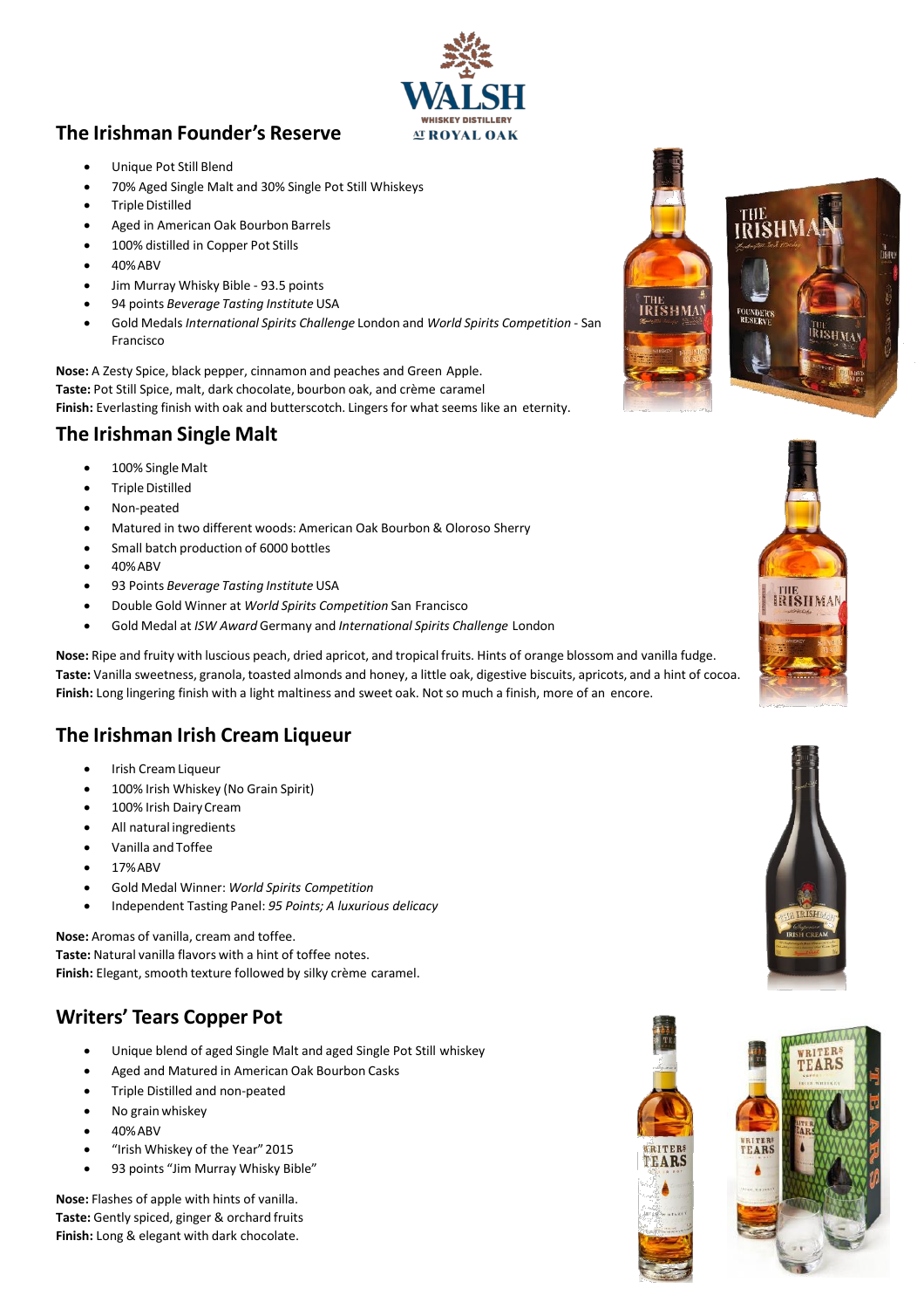## The Irishman Founder's Reserve

- Unique Pot Still Blend
- 70% Aged Single Malt and 30% Single Pot Still Whiskeys
- Triple Distilled
- Aged in American Oak Bourbon Barrels
- 100% distilled in Copper Pot Stills
- 40% ABV
- Jim Murray Whisky Bible - 93.5 points
- 94 points *Beverage Tasting Institute* USA
- Gold Medals *International Spirits Challenge* London and *World Spirits Competition* - San Francisco

**Nose:** A Zesty Spice, black pepper, cinnamon and peaches and Green Apple.
**Taste:** Pot Still Spice, malt, dark chocolate, bourbon oak, and crème caramel
**Finish:** Everlasting finish with oak and butterscotch. Lingers for what seems like an eternity.

## The Irishman Single Malt

- 100% Single Malt
- Triple Distilled
- Non-peated
- Matured in two different woods: American Oak Bourbon & Oloroso Sherry
- Small batch production of 6000 bottles
- 40% ABV
- 93 Points *Beverage Tasting Institute* USA
- Double Gold Winner at *World Spirits Competition* San Francisco
- Gold Medal at *ISW Award* Germany and *International Spirits Challenge* London

**Nose:** Ripe and fruity with luscious peach, dried apricot, and tropical fruits. Hints of orange blossom and vanilla fudge.
**Taste:** Vanilla sweetness, granola, toasted almonds and honey, a little oak, digestive biscuits, apricots, and a hint of cocoa.
**Finish:** Long lingering finish with a light maltiness and sweet oak. Not so much a finish, more of an encore.

## The Irishman Irish Cream Liqueur

- Irish Cream Liqueur
- 100% Irish Whiskey (No Grain Spirit)
- 100% Irish Dairy Cream
- All natural ingredients
- Vanilla and Toffee
- 17% ABV
- Gold Medal Winner: *World Spirits Competition*
- Independent Tasting Panel: *95 Points; A luxurious delicacy*

**Nose:** Aromas of vanilla, cream and toffee.
**Taste:** Natural vanilla flavors with a hint of toffee notes.
**Finish:** Elegant, smooth texture followed by silky crème caramel.

## Writers' Tears Copper Pot

- Unique blend of aged Single Malt and aged Single Pot Still whiskey
- Aged and Matured in American Oak Bourbon Casks
- Triple Distilled and non-peated
- No grain whiskey
- 40% ABV
- "Irish Whiskey of the Year" 2015
- 93 points "Jim Murray Whisky Bible"

**Nose:** Flashes of apple with hints of vanilla.
**Taste:** Gently spiced, ginger & orchard fruits
**Finish:** Long & elegant with dark chocolate.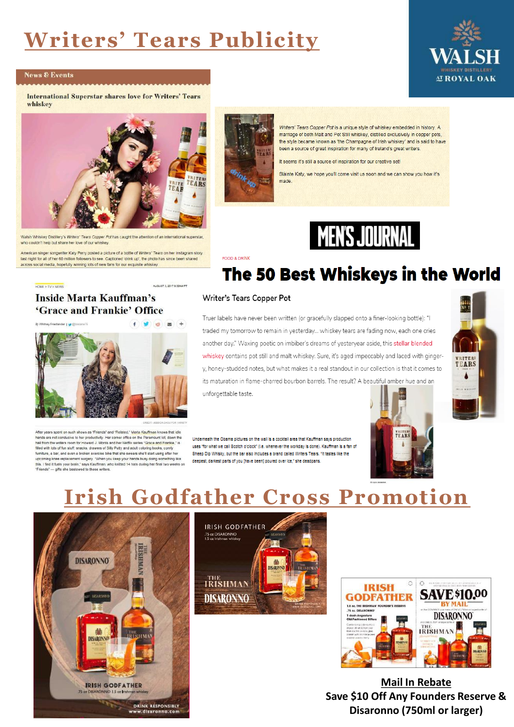# Writers' Tears Publicity

WALSH
WHISKEY DISTILLERY
AT ROYAL OAK

## News & Events

### International Superstar shares love for Writers' Tears whiskey

Walsh Whiskey Distillery's *Writers' Tears Copper Pot* has caught the attention of an international superstar, who couldn't help but share her love of our whiskey.

American singer songwriter Katy Perry posted a picture of a bottle of *Writers' Tears* on her Instagram story last night for all of her 60 million followers to see. Captioned 'drink up', the photo has since been shared across social media, hopefully winning lots of new fans for our exquisite whiskey.

*Writers' Tears Copper Pot* is a unique style of whiskey embedded in history. A marriage of both Malt and Pot Still whiskey, distilled exclusively in copper pots, the style became known as 'the Champagne of Irish whiskey' and is said to have been a source of great inspiration for many of Ireland's great writers.

It seems it's still a source of inspiration for our creative set!

Sláinte Katy, we hope you'll come visit us soon and we can show you how it's made.

## MEN'S JOURNAL

FOOD & DRINK

### The 50 Best Whiskeys in the World

**Writer's Tears Copper Pot**

Truer labels have never been written (or gracefully slapped onto a finer-looking bottle): "I traded my tomorrow to remain in yesterday... whiskey tears are fading now, each one cries another day." Waxing poetic on imbiber's dreams of yesteryear aside, this stellar blended whiskey contains pot still and malt whiskey. Sure, it's aged impeccably and laced with ginger-y, honey-studded notes, but what makes it a real standout in our collection is that it comes to its maturation in flame-charred bourbon barrels. The result? A beautiful amber hue and an unforgettable taste.

HOME > TV > NEWS AUGUST 3, 2017 8:30AM PT

### Inside Marta Kauffman's 'Grace and Frankie' Office

By Whitney Friedlander

After years spent on such shows as "Friends" and "Related," Marta Kauffman knows that idle hands are not conducive to her productivity. Her corner office on the Paramount lot, down the hall from the writers room for Howard J. Morris and her Netflix series "Grace and Frankie," is filled with lots of fun stuff: snacks, drawers of Silly Putty and adult coloring books, comfy furniture, a bar, and even a broken exercise bike that she swears she'll start using after her upcoming knee replacement surgery. "When you keep your hands busy doing something like this, I find it fuels your brain," says Kauffman, who knitted 14 hats during her final two weeks on "Friends" — gifts she bestowed to those writers.

Underneath the Obama pictures on the wall is a cocktail area that Kauffman says production uses "for what we call Scotch o'clock" (i.e. whenever the workday is done). Kauffman is a fan of Sheep Dip Whisky, but the bar also includes a brand called Writers Tears. "It tastes like the deepest, darkest parts of you [have been] poured over ice," she deadpans.

# Irish Godfather Cross Promotion

IRISH GODFATHER
.75 oz DISARONNO
1.5 oz Irishman whiskey

THE IRISHMAN
DISARONNO

DRINK RESPONSIBLY
www.disaronno.com

IRISH GODFATHER
1.5 oz. THE IRISHMAN FOUNDER'S RESERVE
.75 oz. DISARONNO
1 dash Angostura Old Fashioned Bitters

SAVE $10.00 BY MAIL
DISARONNO
THE IRISHMAN

**Mail In Rebate**
**Save $10 Off Any Founders Reserve & Disaronno (750ml or larger)**